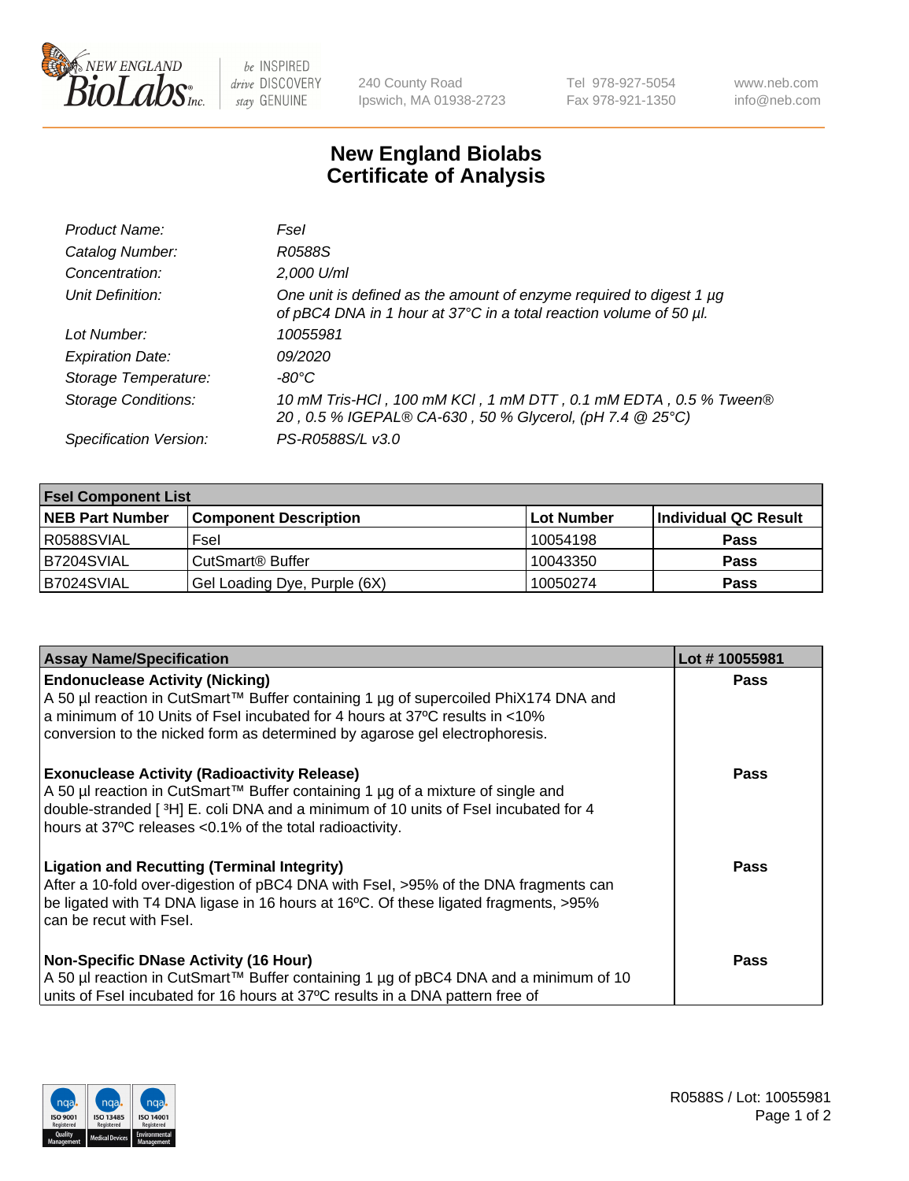New England BioLabs Inc. — be INSPIRED drive DISCOVERY stay GENUINE

240 County Road
Ipswich, MA 01938-2723

Tel 978-927-5054
Fax 978-921-1350

www.neb.com
info@neb.com

# New England Biolabs Certificate of Analysis

| | |
|---|---|
| *Product Name:* | *FseI* |
| *Catalog Number:* | *R0588S* |
| *Concentration:* | *2,000 U/ml* |
| *Unit Definition:* | *One unit is defined as the amount of enzyme required to digest 1 µg of pBC4 DNA in 1 hour at 37°C in a total reaction volume of 50 µl.* |
| *Lot Number:* | *10055981* |
| *Expiration Date:* | *09/2020* |
| *Storage Temperature:* | *-80°C* |
| *Storage Conditions:* | *10 mM Tris-HCl , 100 mM KCl , 1 mM DTT , 0.1 mM EDTA , 0.5 % Tween® 20 , 0.5 % IGEPAL® CA-630 , 50 % Glycerol, (pH 7.4 @ 25°C)* |
| *Specification Version:* | *PS-R0588S/L v3.0* |

| FseI Component List | | | |
|---|---|---|---|
| **NEB Part Number** | **Component Description** | **Lot Number** | **Individual QC Result** |
| R0588SVIAL | FseI | 10054198 | **Pass** |
| B7204SVIAL | CutSmart® Buffer | 10043350 | **Pass** |
| B7024SVIAL | Gel Loading Dye, Purple (6X) | 10050274 | **Pass** |

| Assay Name/Specification | Lot # 10055981 |
|---|---|
| **Endonuclease Activity (Nicking)** A 50 µl reaction in CutSmart™ Buffer containing 1 µg of supercoiled PhiX174 DNA and a minimum of 10 Units of FseI incubated for 4 hours at 37ºC results in <10% conversion to the nicked form as determined by agarose gel electrophoresis. | **Pass** |
| **Exonuclease Activity (Radioactivity Release)** A 50 µl reaction in CutSmart™ Buffer containing 1 µg of a mixture of single and double-stranded [ $^{3}$H] E. coli DNA and a minimum of 10 units of FseI incubated for 4 hours at 37ºC releases <0.1% of the total radioactivity. | **Pass** |
| **Ligation and Recutting (Terminal Integrity)** After a 10-fold over-digestion of pBC4 DNA with FseI, >95% of the DNA fragments can be ligated with T4 DNA ligase in 16 hours at 16ºC. Of these ligated fragments, >95% can be recut with FseI. | **Pass** |
| **Non-Specific DNase Activity (16 Hour)** A 50 µl reaction in CutSmart™ Buffer containing 1 µg of pBC4 DNA and a minimum of 10 units of FseI incubated for 16 hours at 37ºC results in a DNA pattern free of | **Pass** |

R0588S / Lot: 10055981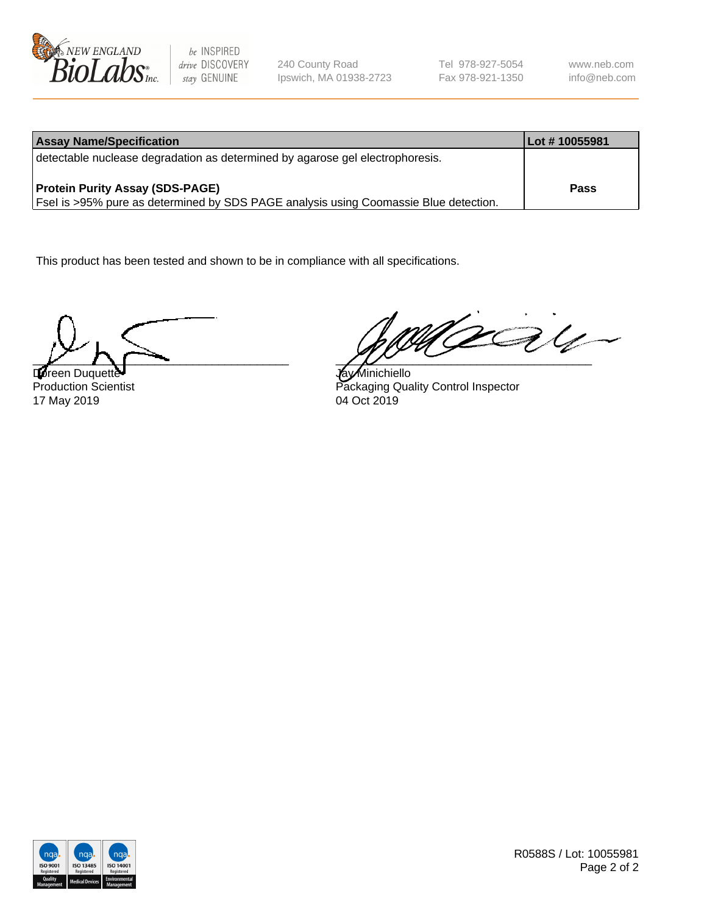| Assay Name/Specification | Lot # 10055981 |
|---|---|
| detectable nuclease degradation as determined by agarose gel electrophoresis. | |
| **Protein Purity Assay (SDS-PAGE)**<br>FseI is >95% pure as determined by SDS PAGE analysis using Coomassie Blue detection. | **Pass** |

This product has been tested and shown to be in compliance with all specifications.

Doreen Duquette
Production Scientist
17 May 2019

Jay Minichiello
Packaging Quality Control Inspector
04 Oct 2019

R0588S / Lot: 10055981